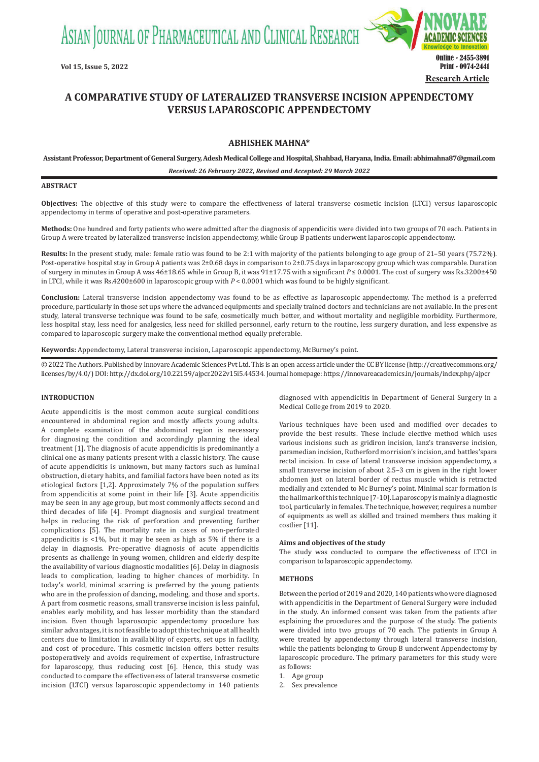# A COMPARATIVE STUDY OF LATERALIZED TRANSVERSE INCISION APPENDECTOMY VERSUS LAPAROSCOPIC APPENDECTOMY

**ABHISHEK MAHNA***

**Assistant Professor, Department of General Surgery, Adesh Medical College and Hospital, Shahbad, Haryana, India. Email: abhimahna87@gmail.com**

***Received: 26 February 2022, Revised and Accepted: 29 March 2022***

## ABSTRACT

**Objectives:** The objective of this study were to compare the effectiveness of lateral transverse cosmetic incision (LTCI) versus laparoscopic appendectomy in terms of operative and post-operative parameters.

**Methods:** One hundred and forty patients who were admitted after the diagnosis of appendicitis were divided into two groups of 70 each. Patients in Group A were treated by lateralized transverse incision appendectomy, while Group B patients underwent laparoscopic appendectomy.

**Results:** In the present study, male: female ratio was found to be 2:1 with majority of the patients belonging to age group of 21–50 years (75.72%). Post-operative hospital stay in Group A patients was 2±0.68 days in comparison to 2±0.75 days in laparoscopy group which was comparable. Duration of surgery in minutes in Group A was 46±18.65 while in Group B, it was 91±17.75 with a significant $P \leq 0.0001$. The cost of surgery was Rs.3200±450 in LTCI, while it was Rs.4200±600 in laparoscopic group with $P < 0.0001$ which was found to be highly significant.

**Conclusion:** Lateral transverse incision appendectomy was found to be as effective as laparoscopic appendectomy. The method is a preferred procedure, particularly in those set ups where the advanced equipments and specially trained doctors and technicians are not available. In the present study, lateral transverse technique was found to be safe, cosmetically much better, and without mortality and negligible morbidity. Furthermore, less hospital stay, less need for analgesics, less need for skilled personnel, early return to the routine, less surgery duration, and less expensive as compared to laparoscopic surgery make the conventional method equally preferable.

**Keywords:** Appendectomy, Lateral transverse incision, Laparoscopic appendectomy, McBurney's point.

© 2022 The Authors. Published by Innovare Academic Sciences Pvt Ltd. This is an open access article under the CC BY license (http://creativecommons.org/licenses/by/4.0/) DOI: http://dx.doi.org/10.22159/ajpcr.2022v15i5.44534. Journal homepage: https://innovareacademics.in/journals/index.php/ajpcr

## INTRODUCTION

Acute appendicitis is the most common acute surgical conditions encountered in abdominal region and mostly affects young adults. A complete examination of the abdominal region is necessary for diagnosing the condition and accordingly planning the ideal treatment [1]. The diagnosis of acute appendicitis is predominantly a clinical one as many patients present with a classic history. The cause of acute appendicitis is unknown, but many factors such as luminal obstruction, dietary habits, and familial factors have been noted as its etiological factors [1,2]. Approximately 7% of the population suffers from appendicitis at some point in their life [3]. Acute appendicitis may be seen in any age group, but most commonly affects second and third decades of life [4]. Prompt diagnosis and surgical treatment helps in reducing the risk of perforation and preventing further complications [5]. The mortality rate in cases of non-perforated appendicitis is <1%, but it may be seen as high as 5% if there is a delay in diagnosis. Pre-operative diagnosis of acute appendicitis presents as challenge in young women, children and elderly despite the availability of various diagnostic modalities [6]. Delay in diagnosis leads to complication, leading to higher chances of morbidity. In today's world, minimal scarring is preferred by the young patients who are in the profession of dancing, modeling, and those and sports. A part from cosmetic reasons, small transverse incision is less painful, enables early mobility, and has lesser morbidity than the standard incision. Even though laparoscopic appendectomy procedure has similar advantages, it is not feasible to adopt this technique at all health centers due to limitation in availability of experts, set ups in facility, and cost of procedure. This cosmetic incision offers better results postoperatively and avoids requirement of expertise, infrastructure for laparoscopy, thus reducing cost [6]. Hence, this study was conducted to compare the effectiveness of lateral transverse cosmetic incision (LTCI) versus laparoscopic appendectomy in 140 patients diagnosed with appendicitis in Department of General Surgery in a Medical College from 2019 to 2020.

Various techniques have been used and modified over decades to provide the best results. These include elective method which uses various incisions such as gridiron incision, lanz's transverse incision, paramedian incision, Rutherford morrision's incision, and battles'spara rectal incision. In case of lateral transverse incision appendectomy, a small transverse incision of about 2.5–3 cm is given in the right lower abdomen just on lateral border of rectus muscle which is retracted medially and extended to Mc Burney's point. Minimal scar formation is the hallmark of this technique [7-10]. Laparoscopy is mainly a diagnostic tool, particularly in females. The technique, however, requires a number of equipments as well as skilled and trained members thus making it costlier [11].

### Aims and objectives of the study

The study was conducted to compare the effectiveness of LTCI in comparison to laparoscopic appendectomy.

## METHODS

Between the period of 2019 and 2020, 140 patients who were diagnosed with appendicitis in the Department of General Surgery were included in the study. An informed consent was taken from the patients after explaining the procedures and the purpose of the study. The patients were divided into two groups of 70 each. The patients in Group A were treated by appendectomy through lateral transverse incision, while the patients belonging to Group B underwent Appendectomy by laparoscopic procedure. The primary parameters for this study were as follows:

1. Age group
2. Sex prevalence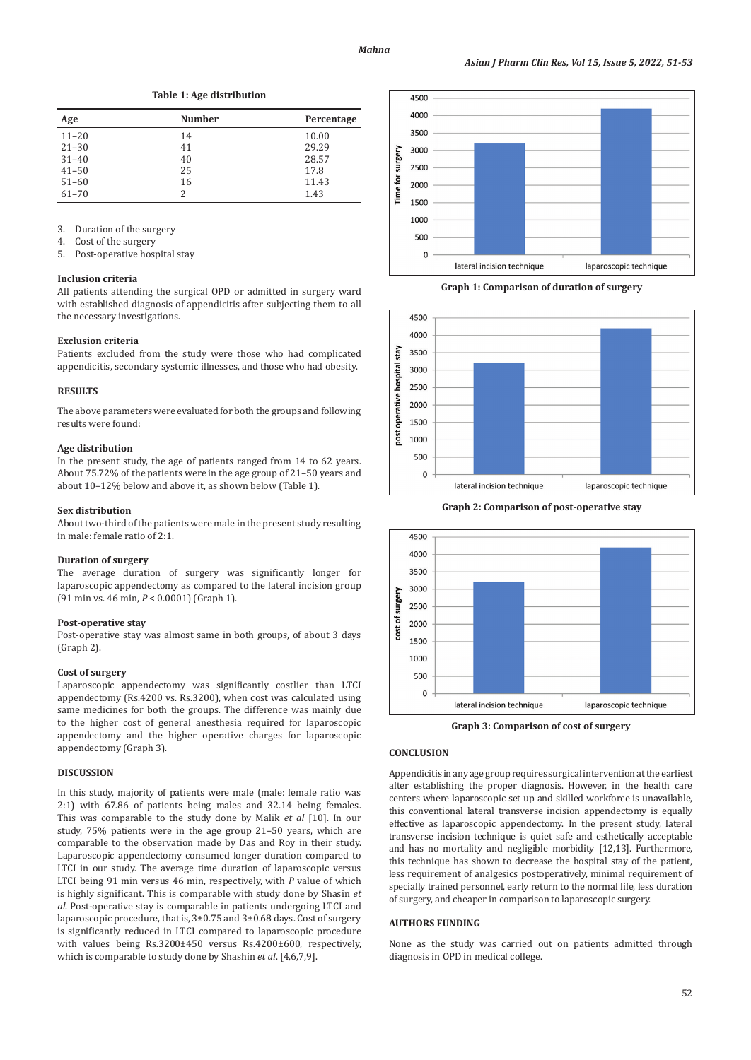**Table 1: Age distribution**

| Age | Number | Percentage |
|---|---|---|
| 11–20 | 14 | 10.00 |
| 21–30 | 41 | 29.29 |
| 31–40 | 40 | 28.57 |
| 41–50 | 25 | 17.8 |
| 51–60 | 16 | 11.43 |
| 61–70 | 2 | 1.43 |

3. Duration of the surgery
4. Cost of the surgery
5. Post-operative hospital stay

### Inclusion criteria

All patients attending the surgical OPD or admitted in surgery ward with established diagnosis of appendicitis after subjecting them to all the necessary investigations.

### Exclusion criteria

Patients excluded from the study were those who had complicated appendicitis, secondary systemic illnesses, and those who had obesity.

## RESULTS

The above parameters were evaluated for both the groups and following results were found:

### Age distribution

In the present study, the age of patients ranged from 14 to 62 years. About 75.72% of the patients were in the age group of 21–50 years and about 10–12% below and above it, as shown below (Table 1).

### Sex distribution

About two-third of the patients were male in the present study resulting in male: female ratio of 2:1.

### Duration of surgery

The average duration of surgery was significantly longer for laparoscopic appendectomy as compared to the lateral incision group (91 min vs. 46 min, $P < 0.0001$) (Graph 1).

### Post-operative stay

Post-operative stay was almost same in both groups, of about 3 days (Graph 2).

### Cost of surgery

Laparoscopic appendectomy was significantly costlier than LTCI appendectomy (Rs.4200 vs. Rs.3200), when cost was calculated using same medicines for both the groups. The difference was mainly due to the higher cost of general anesthesia required for laparoscopic appendectomy and the higher operative charges for laparoscopic appendectomy (Graph 3).

**Graph 1: Comparison of duration of surgery**

**Graph 2: Comparison of post-operative stay**

**Graph 3: Comparison of cost of surgery**

## DISCUSSION

In this study, majority of patients were male (male: female ratio was 2:1) with 67.86 of patients being males and 32.14 being females. This was comparable to the study done by Malik *et al* [10]. In our study, 75% patients were in the age group 21–50 years, which are comparable to the observation made by Das and Roy in their study. Laparoscopic appendectomy consumed longer duration compared to LTCI in our study. The average time duration of laparoscopic versus LTCI being 91 min versus 46 min, respectively, with $P$ value of which is highly significant. This is comparable with study done by Shasin *et al*. Post-operative stay is comparable in patients undergoing LTCI and laparoscopic procedure, that is, 3±0.75 and 3±0.68 days. Cost of surgery is significantly reduced in LTCI compared to laparoscopic procedure with values being Rs.3200±450 versus Rs.4200±600, respectively, which is comparable to study done by Shashin *et al*. [4,6,7,9].

## CONCLUSION

Appendicitis in any age group requires surgical intervention at the earliest after establishing the proper diagnosis. However, in the health care centers where laparoscopic set up and skilled workforce is unavailable, this conventional lateral transverse incision appendectomy is equally effective as laparoscopic appendectomy. In the present study, lateral transverse incision technique is quiet safe and esthetically acceptable and has no mortality and negligible morbidity [12,13]. Furthermore, this technique has shown to decrease the hospital stay of the patient, less requirement of analgesics postoperatively, minimal requirement of specially trained personnel, early return to the normal life, less duration of surgery, and cheaper in comparison to laparoscopic surgery.

## AUTHORS FUNDING

None as the study was carried out on patients admitted through diagnosis in OPD in medical college.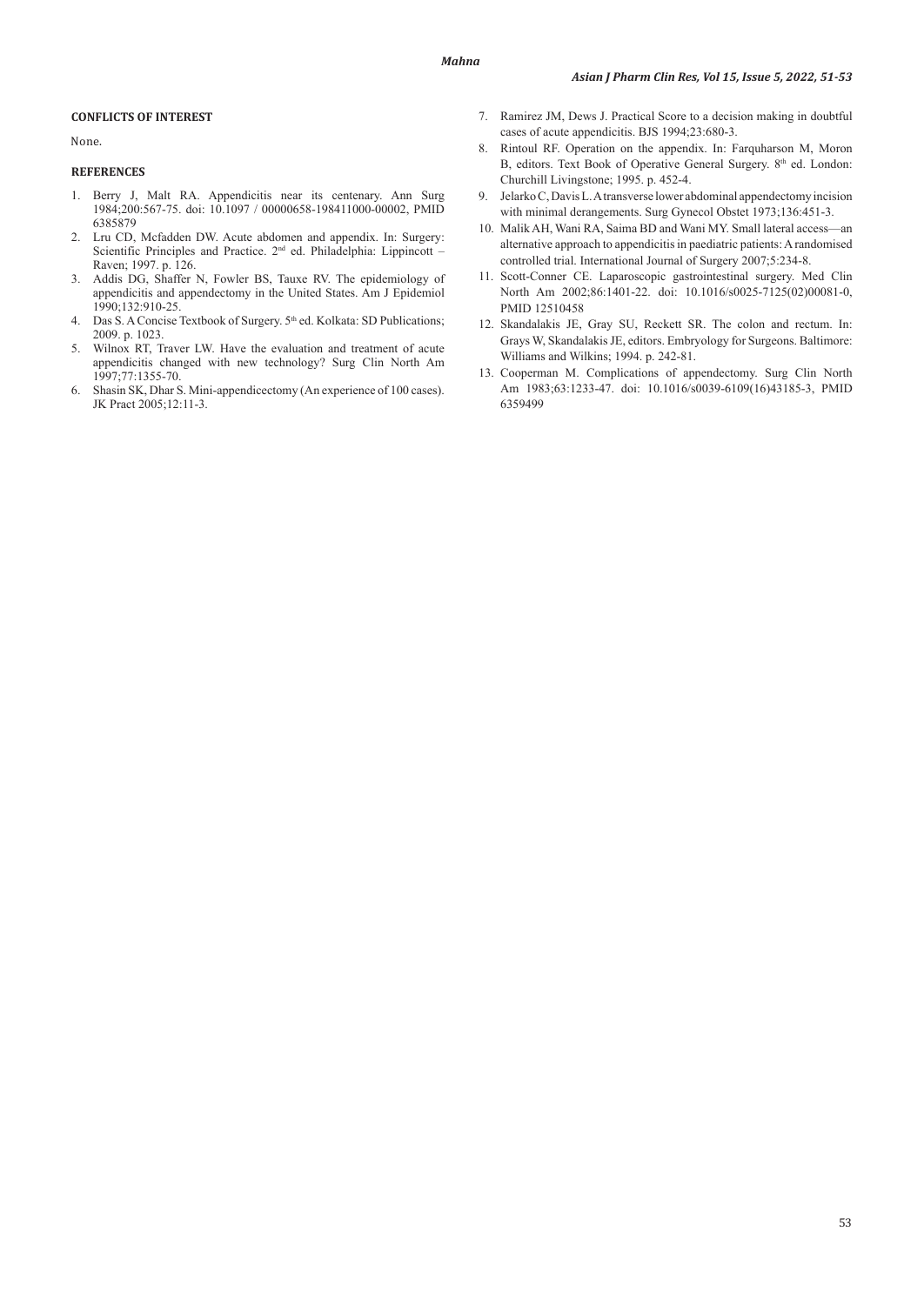## CONFLICTS OF INTEREST

None.

## REFERENCES

1. Berry J, Malt RA. Appendicitis near its centenary. Ann Surg 1984;200:567-75. doi: 10.1097 / 00000658-198411000-00002, PMID 6385879
2. Lru CD, Mcfadden DW. Acute abdomen and appendix. In: Surgery: Scientific Principles and Practice. 2nd ed. Philadelphia: Lippincott – Raven; 1997. p. 126.
3. Addis DG, Shaffer N, Fowler BS, Tauxe RV. The epidemiology of appendicitis and appendectomy in the United States. Am J Epidemiol 1990;132:910-25.
4. Das S. A Concise Textbook of Surgery. 5th ed. Kolkata: SD Publications; 2009. p. 1023.
5. Wilnox RT, Traver LW. Have the evaluation and treatment of acute appendicitis changed with new technology? Surg Clin North Am 1997;77:1355-70.
6. Shasin SK, Dhar S. Mini-appendicectomy (An experience of 100 cases). JK Pract 2005;12:11-3.
7. Ramirez JM, Dews J. Practical Score to a decision making in doubtful cases of acute appendicitis. BJS 1994;23:680-3.
8. Rintoul RF. Operation on the appendix. In: Farquharson M, Moron B, editors. Text Book of Operative General Surgery. 8th ed. London: Churchill Livingstone; 1995. p. 452-4.
9. Jelarko C, Davis L. A transverse lower abdominal appendectomy incision with minimal derangements. Surg Gynecol Obstet 1973;136:451-3.
10. Malik AH, Wani RA, Saima BD and Wani MY. Small lateral access—an alternative approach to appendicitis in paediatric patients: A randomised controlled trial. International Journal of Surgery 2007;5:234-8.
11. Scott-Conner CE. Laparoscopic gastrointestinal surgery. Med Clin North Am 2002;86:1401-22. doi: 10.1016/s0025-7125(02)00081-0, PMID 12510458
12. Skandalakis JE, Gray SU, Reckett SR. The colon and rectum. In: Grays W, Skandalakis JE, editors. Embryology for Surgeons. Baltimore: Williams and Wilkins; 1994. p. 242-81.
13. Cooperman M. Complications of appendectomy. Surg Clin North Am 1983;63:1233-47. doi: 10.1016/s0039-6109(16)43185-3, PMID 6359499